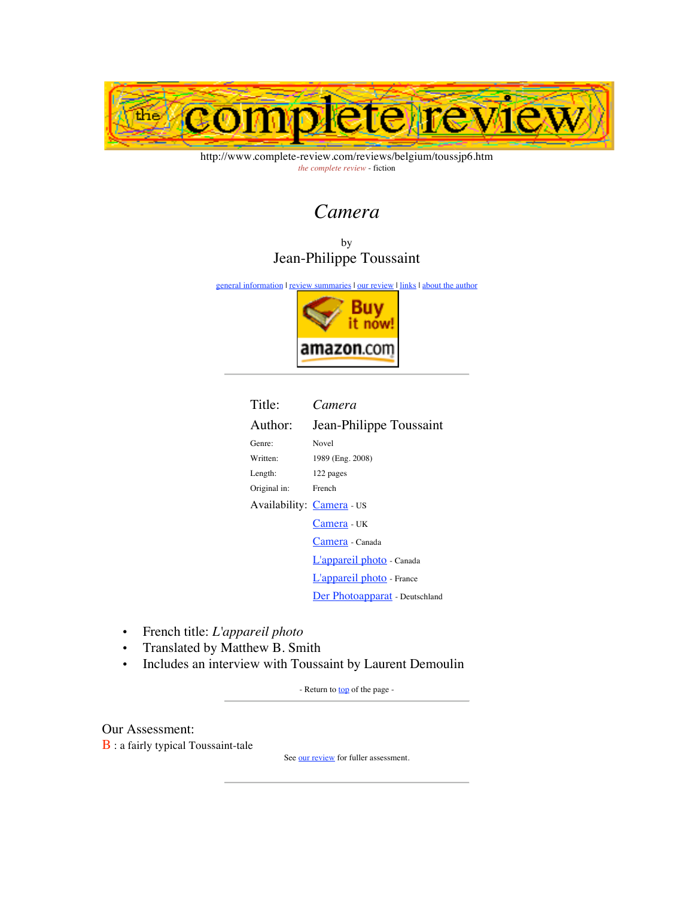the complete review

http://www.complete-review.com/reviews/belgium/toussjp6.htm

*the complete review* - fiction

# *Camera*

by

## Jean-Philippe Toussaint

general information | review summaries | our review | links | about the author

Buy it now! amazon.com

| | |
|---|---|
| Title: | *Camera* |
| Author: | Jean-Philippe Toussaint |
| Genre: | Novel |
| Written: | 1989 (Eng. 2008) |
| Length: | 122 pages |
| Original in: | French |
| Availability: | Camera - US |
| | Camera - UK |
| | Camera - Canada |
| | L'appareil photo - Canada |
| | L'appareil photo - France |
| | Der Photoapparat - Deutschland |

- French title: *L'appareil photo*
- Translated by Matthew B. Smith
- Includes an interview with Toussaint by Laurent Demoulin

- Return to top of the page -

Our Assessment:

B : a fairly typical Toussaint-tale

See our review for fuller assessment.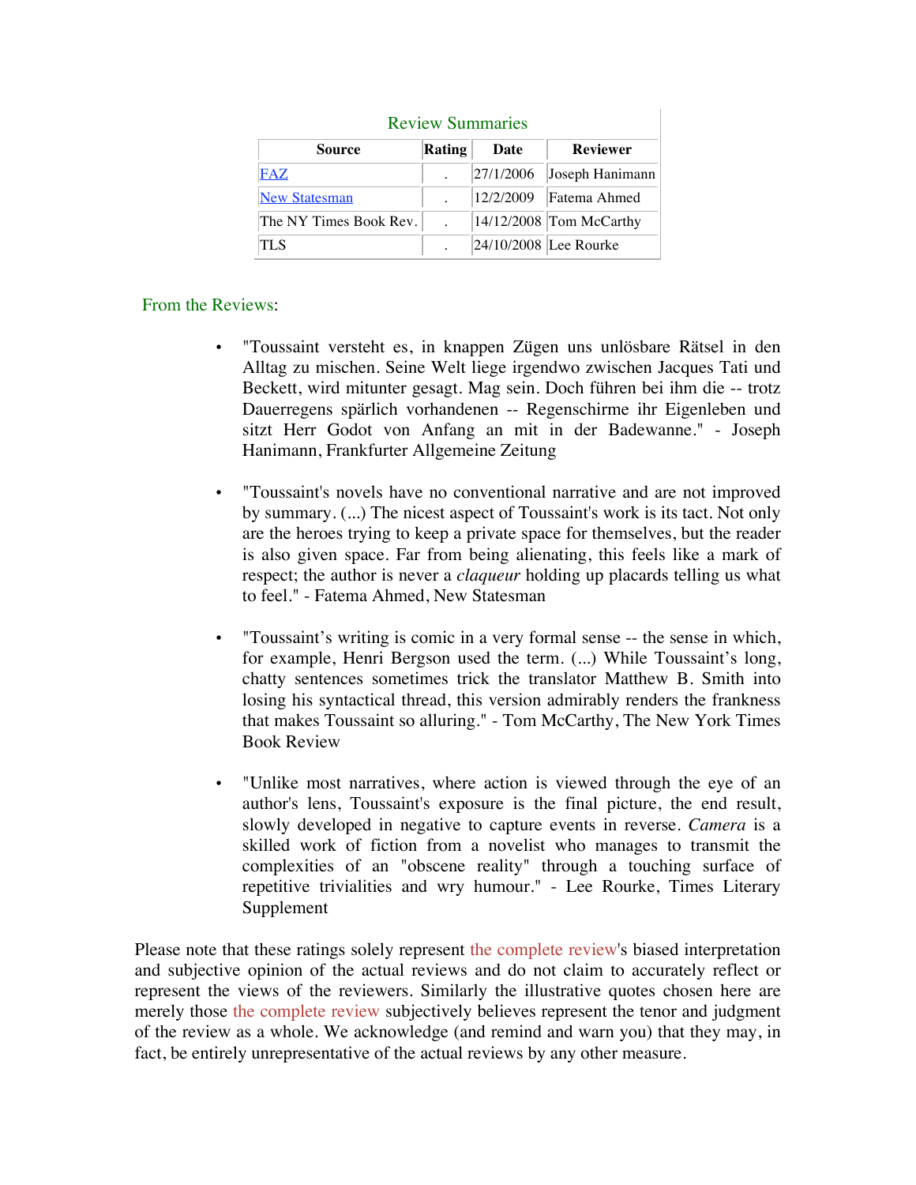## Review Summaries

| Source | Rating | Date | Reviewer |
| --- | --- | --- | --- |
| FAZ | . | 27/1/2006 | Joseph Hanimann |
| New Statesman | . | 12/2/2009 | Fatema Ahmed |
| The NY Times Book Rev. | . | 14/12/2008 | Tom McCarthy |
| TLS | . | 24/10/2008 | Lee Rourke |

## From the Reviews:

- "Toussaint versteht es, in knappen Zügen uns unlösbare Rätsel in den Alltag zu mischen. Seine Welt liege irgendwo zwischen Jacques Tati und Beckett, wird mitunter gesagt. Mag sein. Doch führen bei ihm die -- trotz Dauerregens spärlich vorhandenen -- Regenschirme ihr Eigenleben und sitzt Herr Godot von Anfang an mit in der Badewanne." - Joseph Hanimann, Frankfurter Allgemeine Zeitung

- "Toussaint's novels have no conventional narrative and are not improved by summary. (...) The nicest aspect of Toussaint's work is its tact. Not only are the heroes trying to keep a private space for themselves, but the reader is also given space. Far from being alienating, this feels like a mark of respect; the author is never a *claqueur* holding up placards telling us what to feel." - Fatema Ahmed, New Statesman

- "Toussaint's writing is comic in a very formal sense -- the sense in which, for example, Henri Bergson used the term. (...) While Toussaint's long, chatty sentences sometimes trick the translator Matthew B. Smith into losing his syntactical thread, this version admirably renders the frankness that makes Toussaint so alluring." - Tom McCarthy, The New York Times Book Review

- "Unlike most narratives, where action is viewed through the eye of an author's lens, Toussaint's exposure is the final picture, the end result, slowly developed in negative to capture events in reverse. *Camera* is a skilled work of fiction from a novelist who manages to transmit the complexities of an "obscene reality" through a touching surface of repetitive trivialities and wry humour." - Lee Rourke, Times Literary Supplement

Please note that these ratings solely represent the complete review's biased interpretation and subjective opinion of the actual reviews and do not claim to accurately reflect or represent the views of the reviewers. Similarly the illustrative quotes chosen here are merely those the complete review subjectively believes represent the tenor and judgment of the review as a whole. We acknowledge (and remind and warn you) that they may, in fact, be entirely unrepresentative of the actual reviews by any other measure.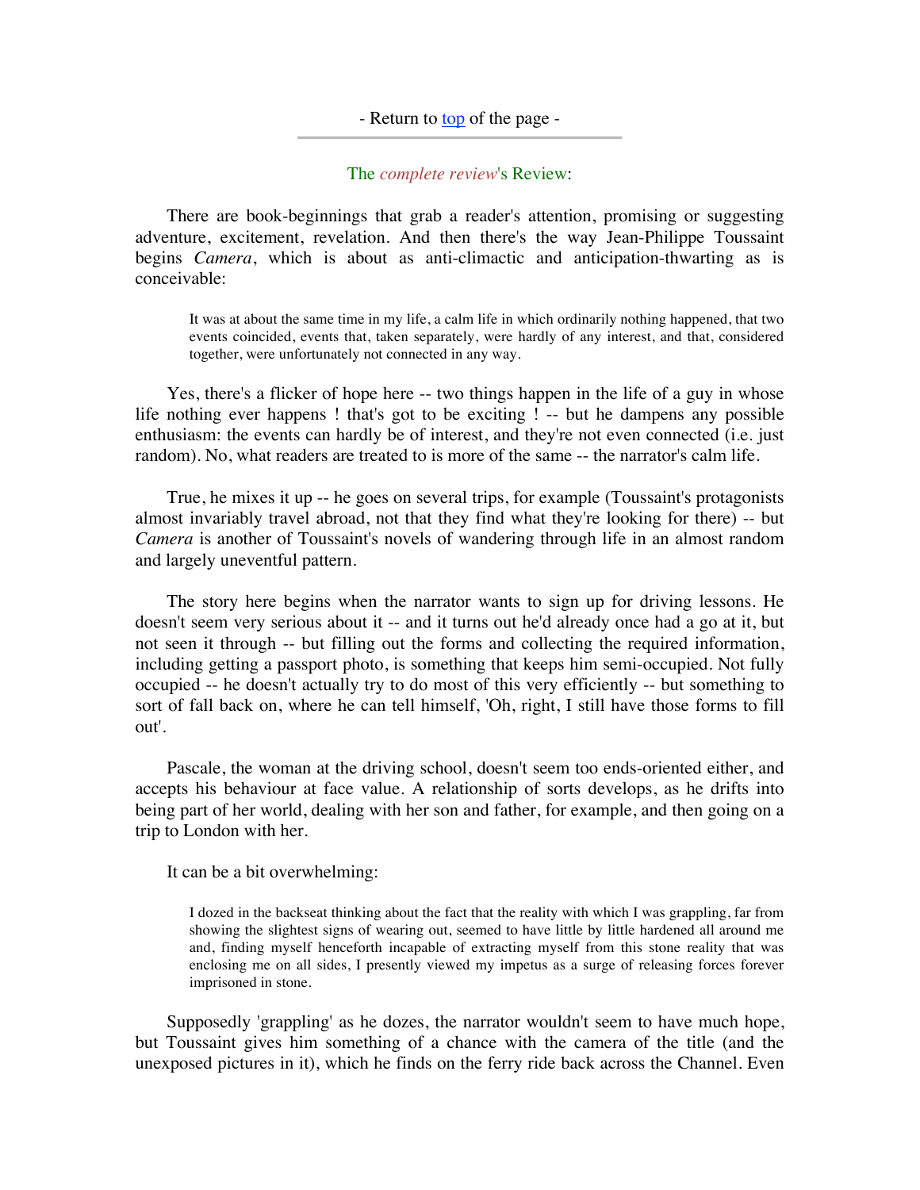- Return to top of the page -

The *complete review*'s Review:

There are book-beginnings that grab a reader's attention, promising or suggesting adventure, excitement, revelation. And then there's the way Jean-Philippe Toussaint begins *Camera*, which is about as anti-climactic and anticipation-thwarting as is conceivable:

> It was at about the same time in my life, a calm life in which ordinarily nothing happened, that two events coincided, events that, taken separately, were hardly of any interest, and that, considered together, were unfortunately not connected in any way.

Yes, there's a flicker of hope here -- two things happen in the life of a guy in whose life nothing ever happens ! that's got to be exciting ! -- but he dampens any possible enthusiasm: the events can hardly be of interest, and they're not even connected (i.e. just random). No, what readers are treated to is more of the same -- the narrator's calm life.

True, he mixes it up -- he goes on several trips, for example (Toussaint's protagonists almost invariably travel abroad, not that they find what they're looking for there) -- but *Camera* is another of Toussaint's novels of wandering through life in an almost random and largely uneventful pattern.

The story here begins when the narrator wants to sign up for driving lessons. He doesn't seem very serious about it -- and it turns out he'd already once had a go at it, but not seen it through -- but filling out the forms and collecting the required information, including getting a passport photo, is something that keeps him semi-occupied. Not fully occupied -- he doesn't actually try to do most of this very efficiently -- but something to sort of fall back on, where he can tell himself, 'Oh, right, I still have those forms to fill out'.

Pascale, the woman at the driving school, doesn't seem too ends-oriented either, and accepts his behaviour at face value. A relationship of sorts develops, as he drifts into being part of her world, dealing with her son and father, for example, and then going on a trip to London with her.

It can be a bit overwhelming:

> I dozed in the backseat thinking about the fact that the reality with which I was grappling, far from showing the slightest signs of wearing out, seemed to have little by little hardened all around me and, finding myself henceforth incapable of extracting myself from this stone reality that was enclosing me on all sides, I presently viewed my impetus as a surge of releasing forces forever imprisoned in stone.

Supposedly 'grappling' as he dozes, the narrator wouldn't seem to have much hope, but Toussaint gives him something of a chance with the camera of the title (and the unexposed pictures in it), which he finds on the ferry ride back across the Channel. Even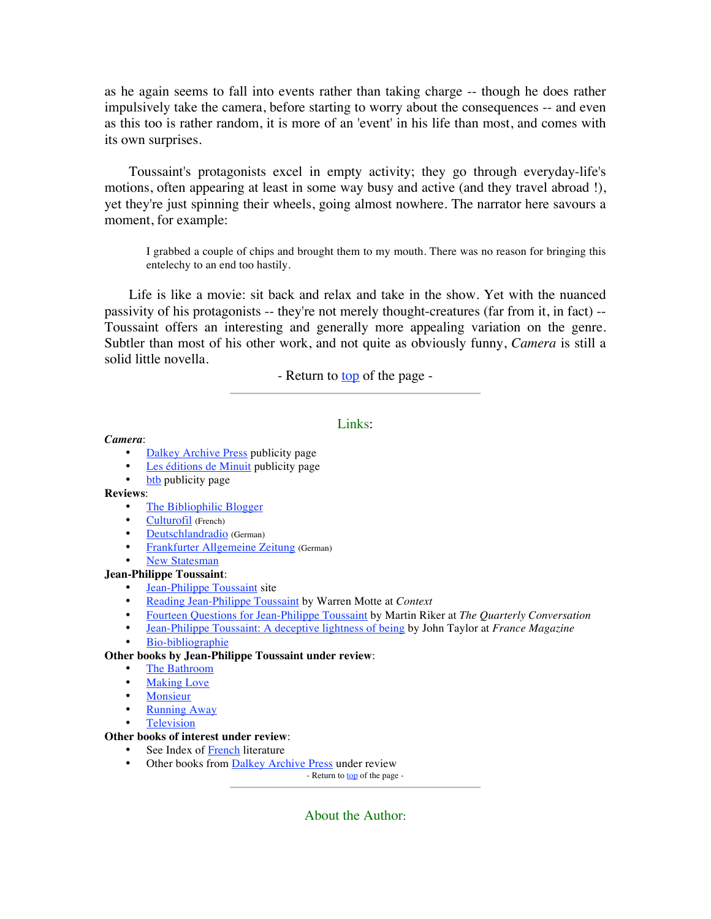as he again seems to fall into events rather than taking charge -- though he does rather impulsively take the camera, before starting to worry about the consequences -- and even as this too is rather random, it is more of an 'event' in his life than most, and comes with its own surprises.

Toussaint's protagonists excel in empty activity; they go through everyday-life's motions, often appearing at least in some way busy and active (and they travel abroad !), yet they're just spinning their wheels, going almost nowhere. The narrator here savours a moment, for example:

> I grabbed a couple of chips and brought them to my mouth. There was no reason for bringing this entelechy to an end too hastily.

Life is like a movie: sit back and relax and take in the show. Yet with the nuanced passivity of his protagonists -- they're not merely thought-creatures (far from it, in fact) -- Toussaint offers an interesting and generally more appealing variation on the genre. Subtler than most of his other work, and not quite as obviously funny, *Camera* is still a solid little novella.

- Return to top of the page -

---

## Links:

***Camera***:

- Dalkey Archive Press publicity page
- Les éditions de Minuit publicity page
- btb publicity page

**Reviews**:

- The Bibliophilic Blogger
- Culturofil (French)
- Deutschlandradio (German)
- Frankfurter Allgemeine Zeitung (German)
- New Statesman

**Jean-Philippe Toussaint**:

- Jean-Philippe Toussaint site
- Reading Jean-Philippe Toussaint by Warren Motte at *Context*
- Fourteen Questions for Jean-Philippe Toussaint by Martin Riker at *The Quarterly Conversation*
- Jean-Philippe Toussaint: A deceptive lightness of being by John Taylor at *France Magazine*
- Bio-bibliographie

**Other books by Jean-Philippe Toussaint under review**:

- The Bathroom
- Making Love
- Monsieur
- Running Away
- Television

**Other books of interest under review**:

- See Index of French literature
- Other books from Dalkey Archive Press under review

- Return to top of the page -

---

## About the Author: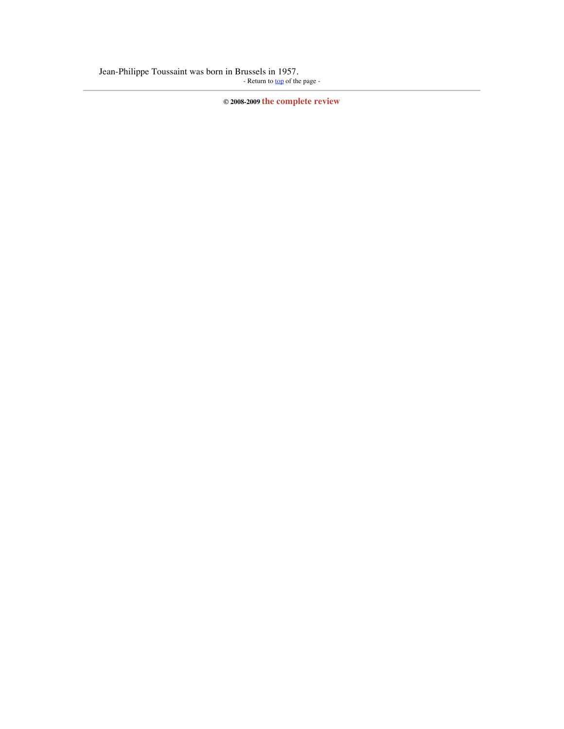Jean-Philippe Toussaint was born in Brussels in 1957.

- Return to top of the page -

---

© 2008-2009 **the complete review**